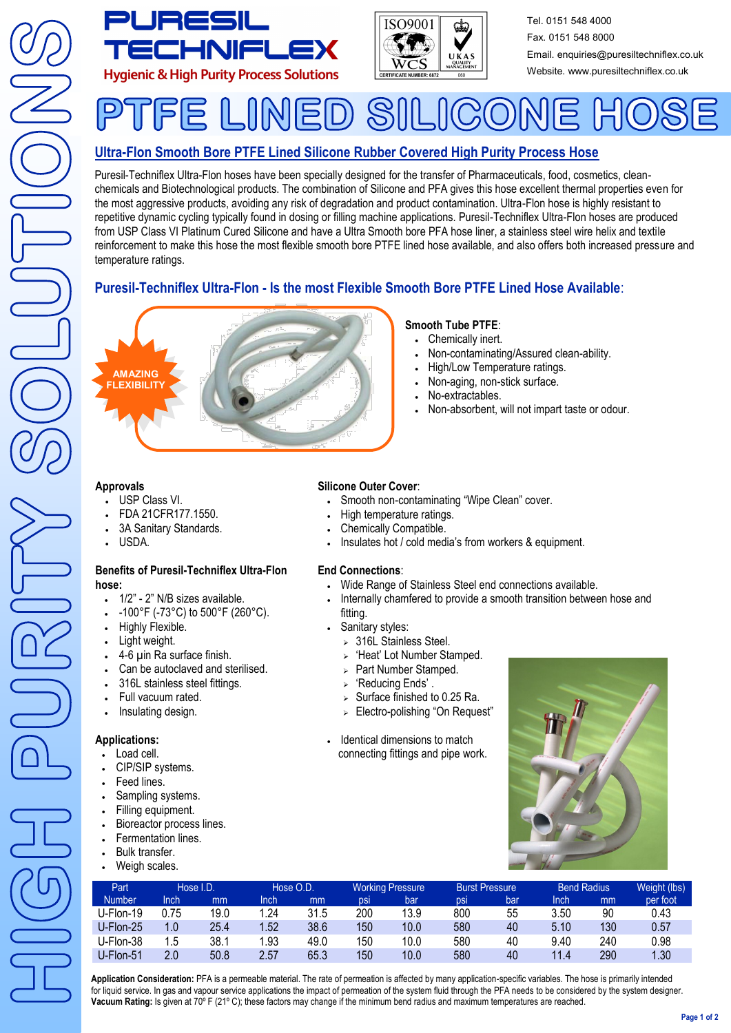# PURESIL TECHNIFLEX

**Hygienic & High Purity Process Solutions**

Tel. 0151 548 4000
Fax. 0151 548 8000
Email. enquiries@puresiltechniflex.co.uk
Website. www.puresiltechniflex.co.uk

# PTFE LINED SILICONE HOSE

## Ultra-Flon Smooth Bore PTFE Lined Silicone Rubber Covered High Purity Process Hose

Puresil-Techniflex Ultra-Flon hoses have been specially designed for the transfer of Pharmaceuticals, food, cosmetics, clean-chemicals and Biotechnological products. The combination of Silicone and PFA gives this hose excellent thermal properties even for the most aggressive products, avoiding any risk of degradation and product contamination. Ultra-Flon hose is highly resistant to repetitive dynamic cycling typically found in dosing or filling machine applications. Puresil-Techniflex Ultra-Flon hoses are produced from USP Class VI Platinum Cured Silicone and have a Ultra Smooth bore PFA hose liner, a stainless steel wire helix and textile reinforcement to make this hose the most flexible smooth bore PTFE lined hose available, and also offers both increased pressure and temperature ratings.

## Puresil-Techniflex Ultra-Flon - Is the most Flexible Smooth Bore PTFE Lined Hose Available:

AMAZING FLEXIBILITY

**Smooth Tube PTFE**:
- Chemically inert.
- Non-contaminating/Assured clean-ability.
- High/Low Temperature ratings.
- Non-aging, non-stick surface.
- No-extractables.
- Non-absorbent, will not impart taste or odour.

**Approvals**
- USP Class VI.
- FDA 21CFR177.1550.
- 3A Sanitary Standards.
- USDA.

**Benefits of Puresil-Techniflex Ultra-Flon hose:**
- 1/2" - 2" N/B sizes available.
- -100°F (-73°C) to 500°F (260°C).
- Highly Flexible.
- Light weight.
- 4-6 µin Ra surface finish.
- Can be autoclaved and sterilised.
- 316L stainless steel fittings.
- Full vacuum rated.
- Insulating design.

**Applications:**
- Load cell.
- CIP/SIP systems.
- Feed lines.
- Sampling systems.
- Filling equipment.
- Bioreactor process lines.
- Fermentation lines.
- Bulk transfer.
- Weigh scales.

**Silicone Outer Cover**:
- Smooth non-contaminating "Wipe Clean" cover.
- High temperature ratings.
- Chemically Compatible.
- Insulates hot / cold media's from workers & equipment.

**End Connections**:
- Wide Range of Stainless Steel end connections available.
- Internally chamfered to provide a smooth transition between hose and fitting.
- Sanitary styles:
  - 316L Stainless Steel.
  - 'Heat' Lot Number Stamped.
  - Part Number Stamped.
  - 'Reducing Ends' .
  - Surface finished to 0.25 Ra.
  - Electro-polishing "On Request"
- Identical dimensions to match connecting fittings and pipe work.

| Part | Hose I.D. | | Hose O.D. | | Working Pressure | | Burst Pressure | | Bend Radius | | Weight (lbs) |
|---|---|---|---|---|---|---|---|---|---|---|---|
| Number | Inch | mm | Inch | mm | psi | bar | psi | bar | Inch | mm | per foot |
| U-Flon-19 | 0.75 | 19.0 | 1.24 | 31.5 | 200 | 13.9 | 800 | 55 | 3.50 | 90 | 0.43 |
| U-Flon-25 | 1.0 | 25.4 | 1.52 | 38.6 | 150 | 10.0 | 580 | 40 | 5.10 | 130 | 0.57 |
| U-Flon-38 | 1.5 | 38.1 | 1.93 | 49.0 | 150 | 10.0 | 580 | 40 | 9.40 | 240 | 0.98 |
| U-Flon-51 | 2.0 | 50.8 | 2.57 | 65.3 | 150 | 10.0 | 580 | 40 | 11.4 | 290 | 1.30 |

**Application Consideration:** PFA is a permeable material. The rate of permeation is affected by many application-specific variables. The hose is primarily intended for liquid service. In gas and vapour service applications the impact of permeation of the system fluid through the PFA needs to be considered by the system designer.
**Vacuum Rating:** Is given at 70º F (21º C); these factors may change if the minimum bend radius and maximum temperatures are reached.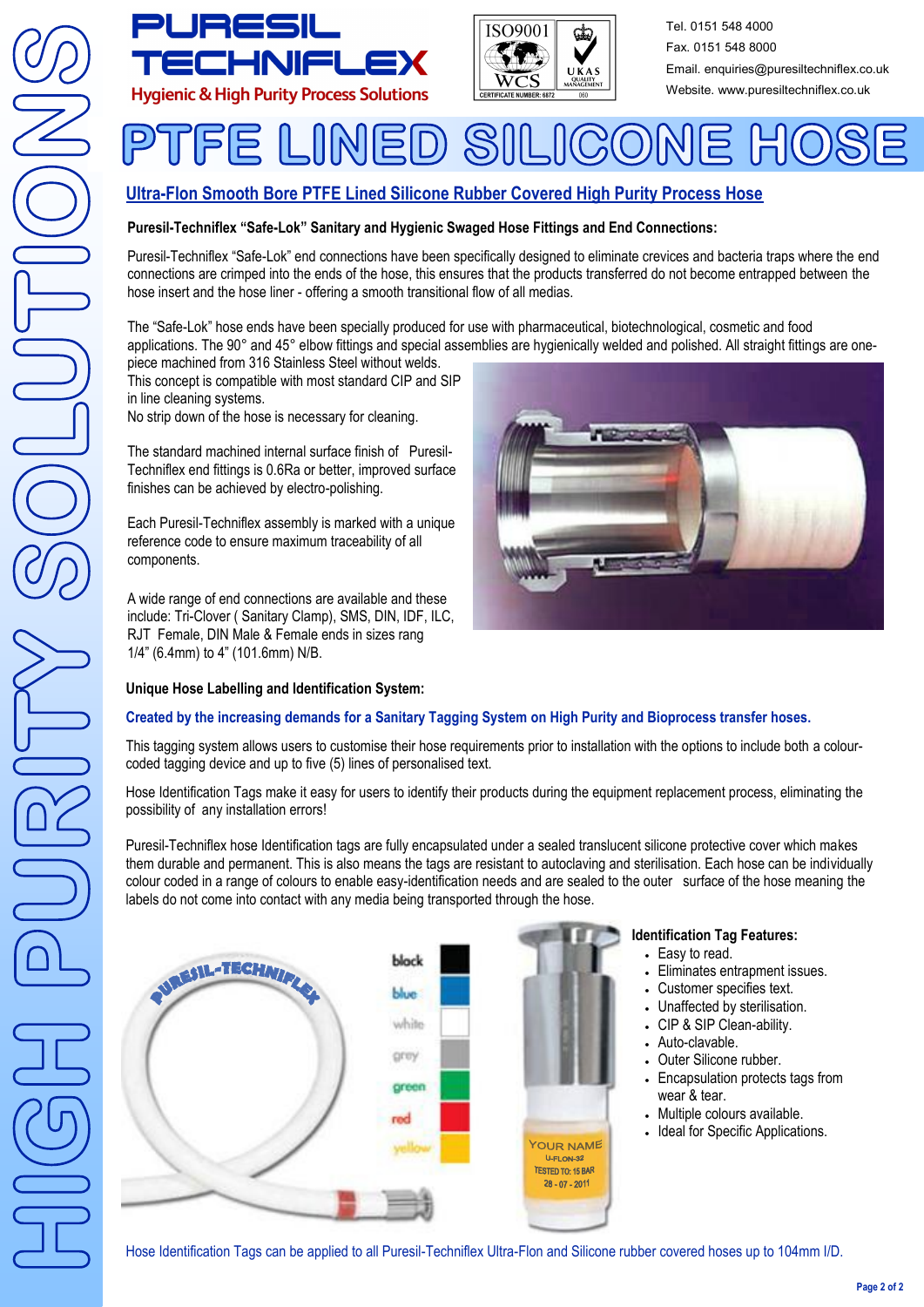# PURESIL TECHNIFLEX

**Hygienic & High Purity Process Solutions**

Tel. 0151 548 4000
Fax. 0151 548 8000
Email. enquiries@puresiltechniflex.co.uk
Website. www.puresiltechniflex.co.uk

# PTFE LINED SILICONE HOSE

## Ultra-Flon Smooth Bore PTFE Lined Silicone Rubber Covered High Purity Process Hose

**Puresil-Techniflex "Safe-Lok" Sanitary and Hygienic Swaged Hose Fittings and End Connections:**

Puresil-Techniflex "Safe-Lok" end connections have been specifically designed to eliminate crevices and bacteria traps where the end connections are crimped into the ends of the hose, this ensures that the products transferred do not become entrapped between the hose insert and the hose liner - offering a smooth transitional flow of all medias.

The "Safe-Lok" hose ends have been specially produced for use with pharmaceutical, biotechnological, cosmetic and food applications. The 90° and 45° elbow fittings and special assemblies are hygienically welded and polished. All straight fittings are one-piece machined from 316 Stainless Steel without welds.
This concept is compatible with most standard CIP and SIP in line cleaning systems.
No strip down of the hose is necessary for cleaning.

The standard machined internal surface finish of Puresil-Techniflex end fittings is 0.6Ra or better, improved surface finishes can be achieved by electro-polishing.

Each Puresil-Techniflex assembly is marked with a unique reference code to ensure maximum traceability of all components.

A wide range of end connections are available and these include: Tri-Clover ( Sanitary Clamp), SMS, DIN, IDF, ILC, RJT Female, DIN Male & Female ends in sizes rang 1/4" (6.4mm) to 4" (101.6mm) N/B.

**Unique Hose Labelling and Identification System:**

**Created by the increasing demands for a Sanitary Tagging System on High Purity and Bioprocess transfer hoses.**

This tagging system allows users to customise their hose requirements prior to installation with the options to include both a colour-coded tagging device and up to five (5) lines of personalised text.

Hose Identification Tags make it easy for users to identify their products during the equipment replacement process, eliminating the possibility of any installation errors!

Puresil-Techniflex hose Identification tags are fully encapsulated under a sealed translucent silicone protective cover which makes them durable and permanent. This is also means the tags are resistant to autoclaving and sterilisation. Each hose can be individually colour coded in a range of colours to enable easy-identification needs and are sealed to the outer surface of the hose meaning the labels do not come into contact with any media being transported through the hose.

block
blue
white
grey
green
red
yellow

YOUR NAME
U-FLON-32
TESTED TO: 15 BAR
28 - 07 - 2011

**Identification Tag Features:**

- Easy to read.
- Eliminates entrapment issues.
- Customer specifies text.
- Unaffected by sterilisation.
- CIP & SIP Clean-ability.
- Auto-clavable.
- Outer Silicone rubber.
- Encapsulation protects tags from wear & tear.
- Multiple colours available.
- Ideal for Specific Applications.

Hose Identification Tags can be applied to all Puresil-Techniflex Ultra-Flon and Silicone rubber covered hoses up to 104mm I/D.